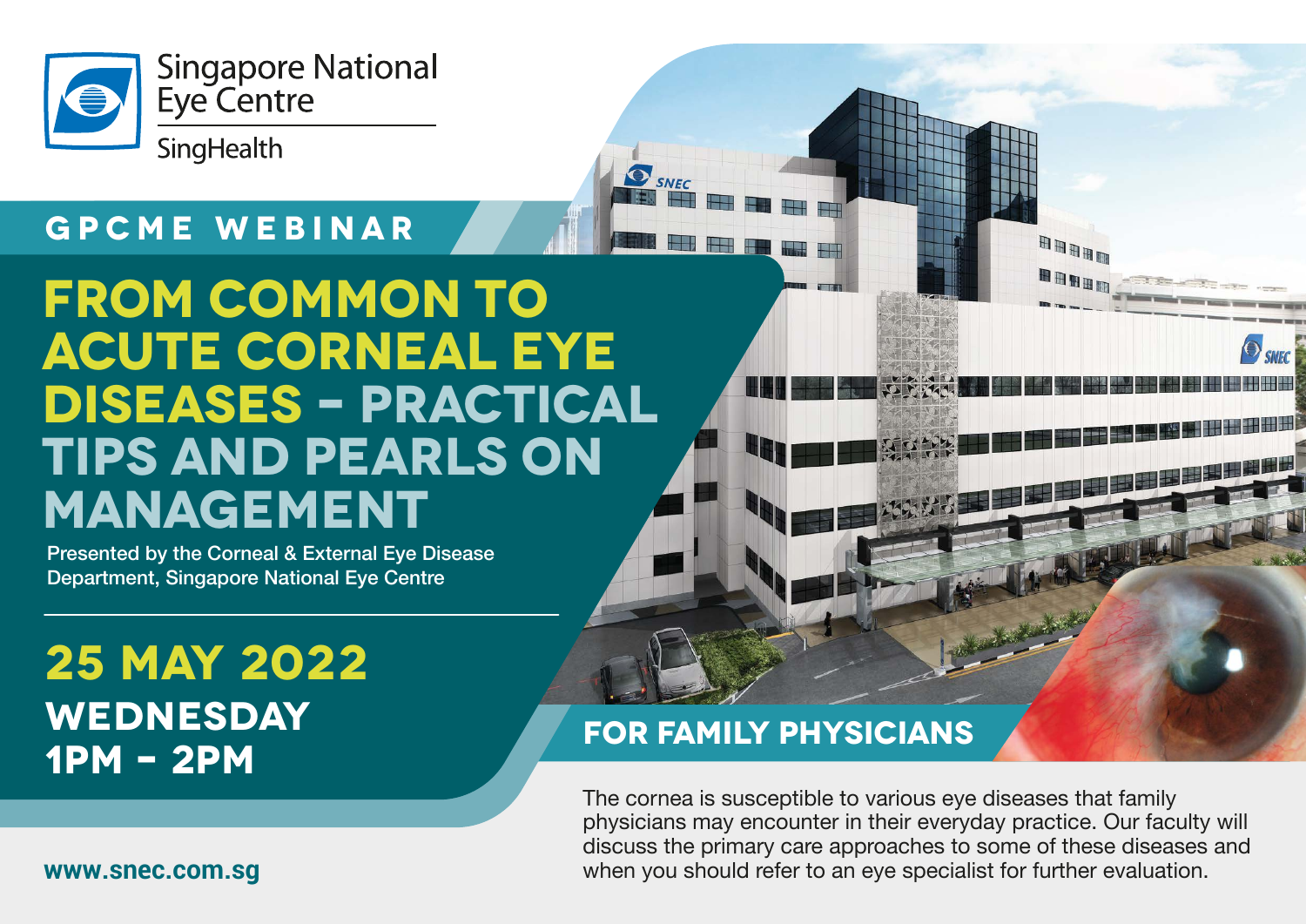Singapore National Eye Centre

SingHealth

## GPCME WEBINAR

# FROM COMMON TO ACUTE CORNEAL EYE DISEASES - PRACTICAL TIPS AND PEARLS ON MANAGEMENT

Presented by the Corneal & External Eye Disease Department, Singapore National Eye Centre

## 25 MAY 2022

**WEDNESDAY**

**1PM - 2PM**

## FOR FAMILY PHYSICIANS

The cornea is susceptible to various eye diseases that family physicians may encounter in their everyday practice. Our faculty will discuss the primary care approaches to some of these diseases and when you should refer to an eye specialist for further evaluation.

www.snec.com.sg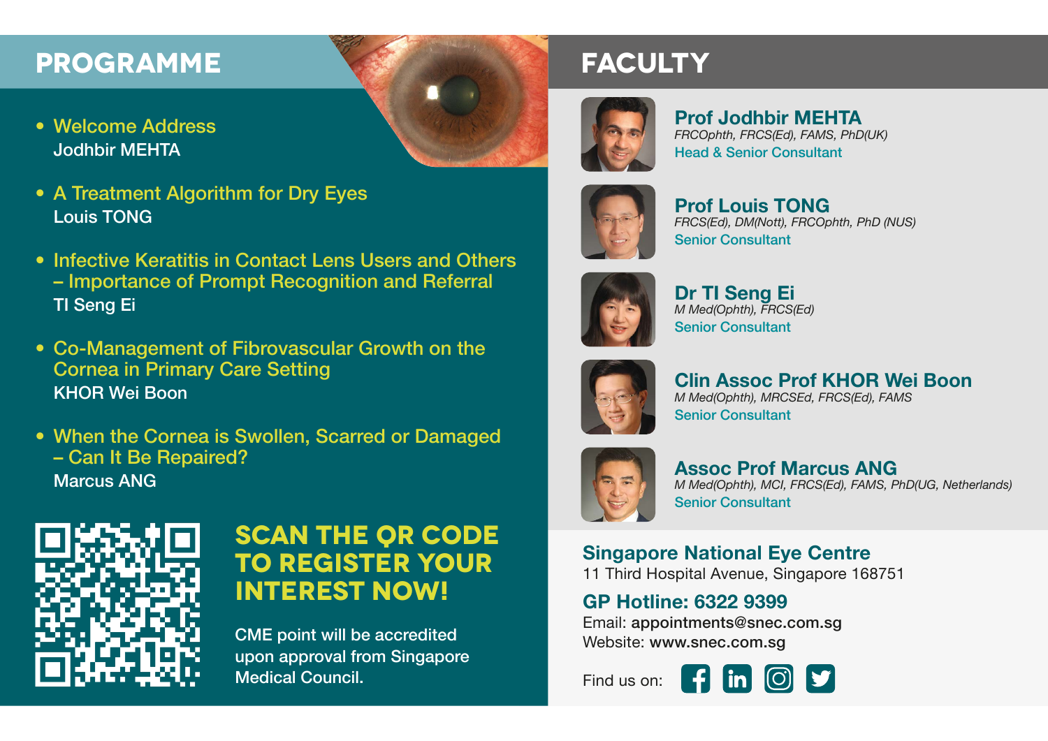## PROGRAMME

- **Welcome Address**
  Jodhbir MEHTA
- **A Treatment Algorithm for Dry Eyes**
  Louis TONG
- **Infective Keratitis in Contact Lens Users and Others – Importance of Prompt Recognition and Referral**
  TI Seng Ei
- **Co-Management of Fibrovascular Growth on the Cornea in Primary Care Setting**
  KHOR Wei Boon
- **When the Cornea is Swollen, Scarred or Damaged – Can It Be Repaired?**
  Marcus ANG

**SCAN THE QR CODE TO REGISTER YOUR INTEREST NOW!**

CME point will be accredited upon approval from Singapore Medical Council.

## FACULTY

**Prof Jodhbir MEHTA**
*FRCOphth, FRCS(Ed), FAMS, PhD(UK)*
Head & Senior Consultant

**Prof Louis TONG**
*FRCS(Ed), DM(Nott), FRCOphth, PhD (NUS)*
Senior Consultant

**Dr TI Seng Ei**
*M Med(Ophth), FRCS(Ed)*
Senior Consultant

**Clin Assoc Prof KHOR Wei Boon**
*M Med(Ophth), MRCSEd, FRCS(Ed), FAMS*
Senior Consultant

**Assoc Prof Marcus ANG**
*M Med(Ophth), MCI, FRCS(Ed), FAMS, PhD(UG, Netherlands)*
Senior Consultant

**Singapore National Eye Centre**
11 Third Hospital Avenue, Singapore 168751

**GP Hotline: 6322 9399**
Email: appointments@snec.com.sg
Website: www.snec.com.sg

Find us on: